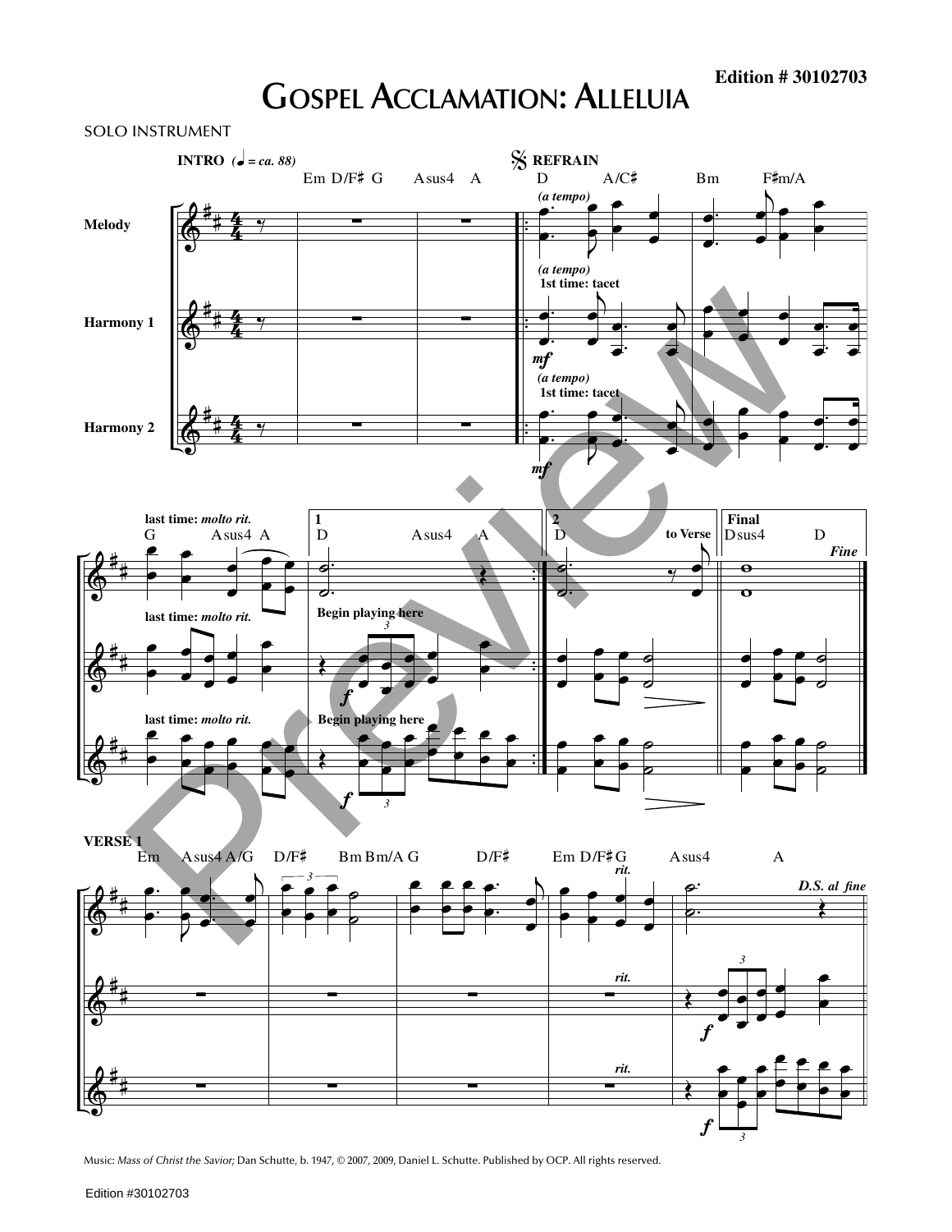**Edition # 30102703**

# Gospel Acclamation: Alleluia

SOLO INSTRUMENT

Music: *Mass of Christ the Savior;* Dan Schutte, b. 1947, © 2007, 2009, Daniel L. Schutte. Published by OCP. All rights reserved.

Edition #30102703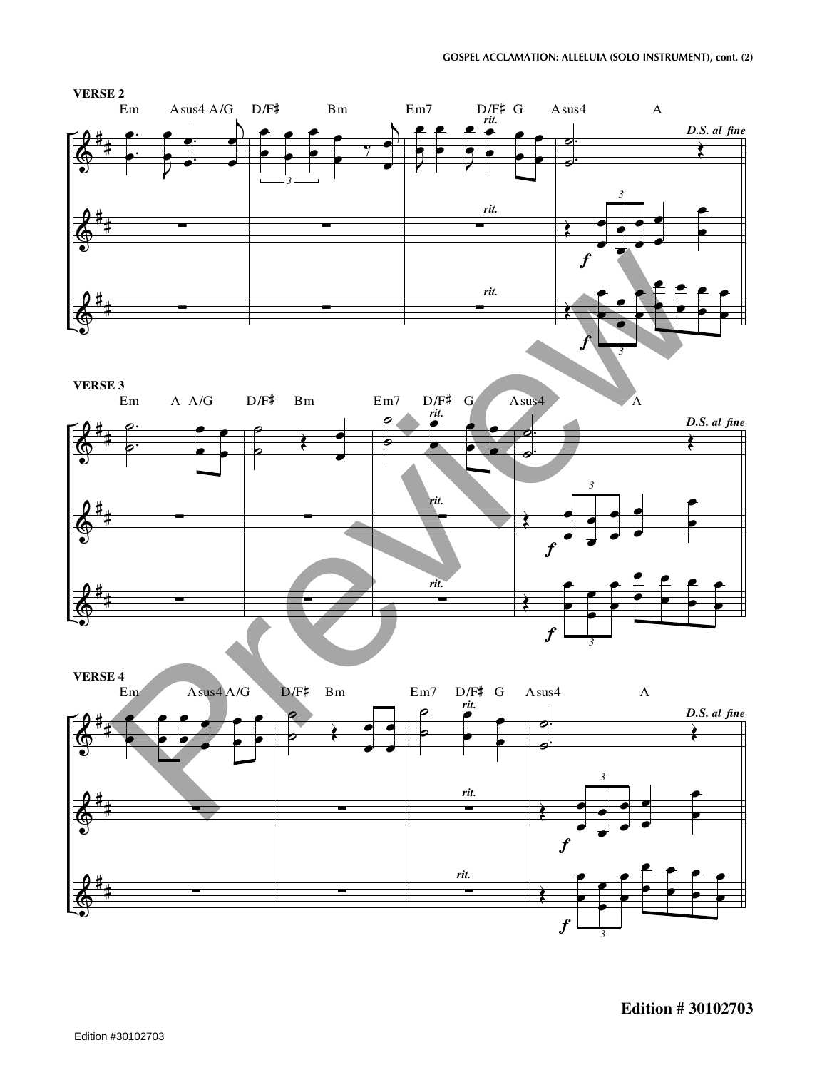### VERSE 2

Em Asus4 A/G D/F♯ Bm Em7 D/F♯ G Asus4 A

*rit.* *D.S. al fine*

### VERSE 3

Em A A/G D/F♯ Bm Em7 D/F♯ G Asus4 A

*rit.* *D.S. al fine*

### VERSE 4

Em Asus4 A/G D/F♯ Bm Em7 D/F♯ G Asus4 A

*rit.* *D.S. al fine*

**Edition # 30102703**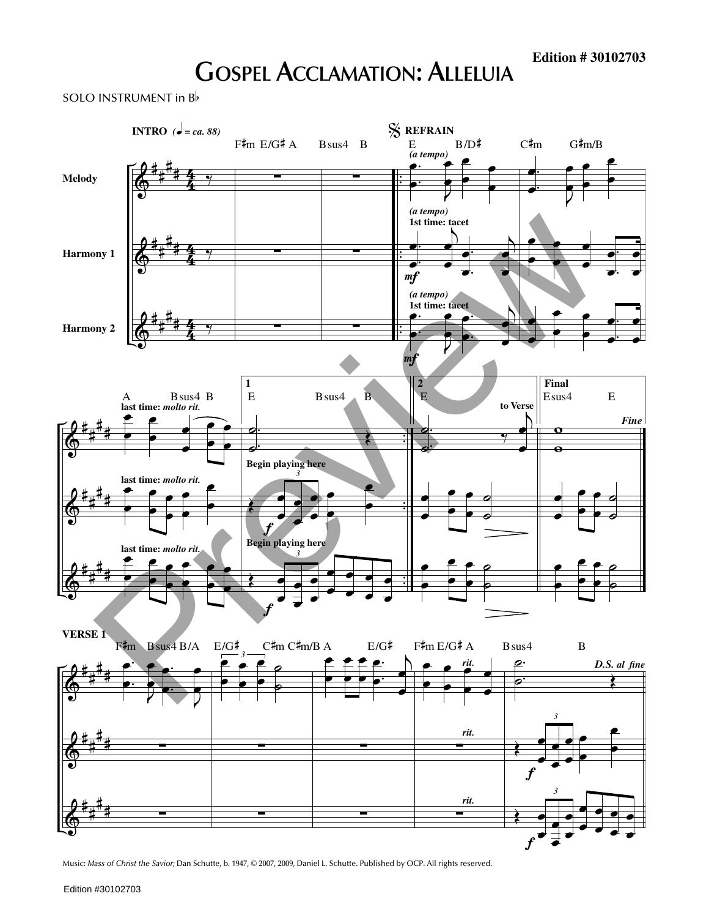**Edition # 30102703**

# Gospel Acclamation: Alleluia

SOLO INSTRUMENT in B♭

Music: *Mass of Christ the Savior;* Dan Schutte, b. 1947, © 2007, 2009, Daniel L. Schutte. Published by OCP. All rights reserved.

Edition #30102703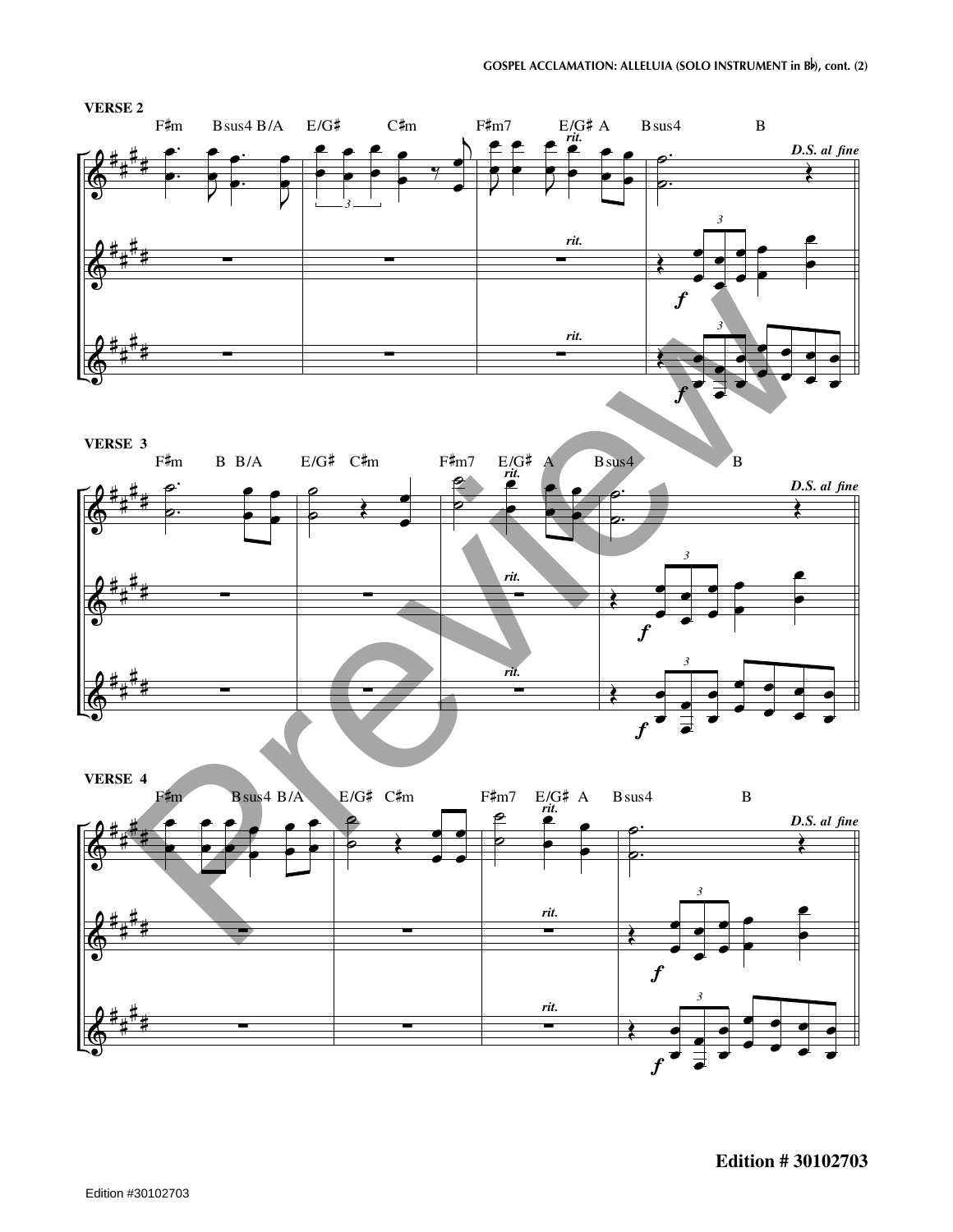### VERSE 2

F♯m Bsus4 B/A E/G♯ C♯m F♯m7 E/G♯ A Bsus4 B

*rit.* *D.S. al fine*

### VERSE 3

F♯m B B/A E/G♯ C♯m F♯m7 E/G♯ A Bsus4 B

*rit.* *D.S. al fine*

### VERSE 4

F♯m Bsus4 B/A E/G♯ C♯m F♯m7 E/G♯ A Bsus4 B

*rit.* *D.S. al fine*

**Edition # 30102703**

Edition #30102703